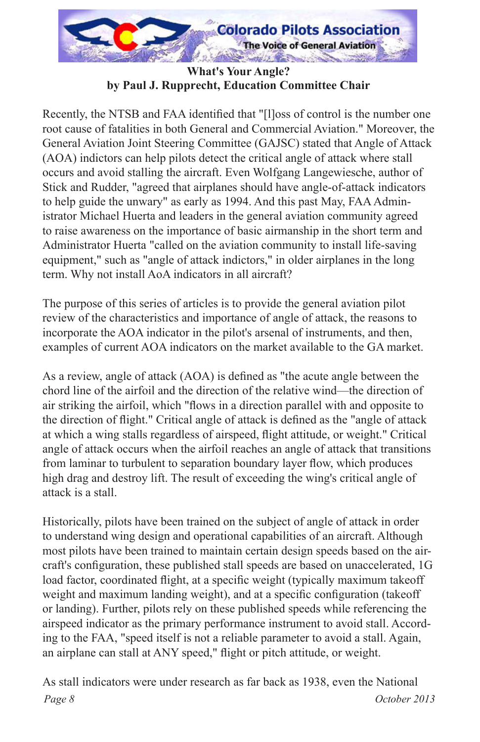# What's Your Angle?

## by Paul J. Rupprecht, Education Committee Chair

Recently, the NTSB and FAA identified that "[l]oss of control is the number one root cause of fatalities in both General and Commercial Aviation." Moreover, the General Aviation Joint Steering Committee (GAJSC) stated that Angle of Attack (AOA) indictors can help pilots detect the critical angle of attack where stall occurs and avoid stalling the aircraft. Even Wolfgang Langewiesche, author of Stick and Rudder, "agreed that airplanes should have angle-of-attack indicators to help guide the unwary" as early as 1994. And this past May, FAA Administrator Michael Huerta and leaders in the general aviation community agreed to raise awareness on the importance of basic airmanship in the short term and Administrator Huerta "called on the aviation community to install life-saving equipment," such as "angle of attack indictors," in older airplanes in the long term. Why not install AoA indicators in all aircraft?

The purpose of this series of articles is to provide the general aviation pilot review of the characteristics and importance of angle of attack, the reasons to incorporate the AOA indicator in the pilot's arsenal of instruments, and then, examples of current AOA indicators on the market available to the GA market.

As a review, angle of attack (AOA) is defined as "the acute angle between the chord line of the airfoil and the direction of the relative wind—the direction of air striking the airfoil, which "flows in a direction parallel with and opposite to the direction of flight." Critical angle of attack is defined as the "angle of attack at which a wing stalls regardless of airspeed, flight attitude, or weight." Critical angle of attack occurs when the airfoil reaches an angle of attack that transitions from laminar to turbulent to separation boundary layer flow, which produces high drag and destroy lift. The result of exceeding the wing's critical angle of attack is a stall.

Historically, pilots have been trained on the subject of angle of attack in order to understand wing design and operational capabilities of an aircraft. Although most pilots have been trained to maintain certain design speeds based on the aircraft's configuration, these published stall speeds are based on unaccelerated, 1G load factor, coordinated flight, at a specific weight (typically maximum takeoff weight and maximum landing weight), and at a specific configuration (takeoff or landing). Further, pilots rely on these published speeds while referencing the airspeed indicator as the primary performance instrument to avoid stall. According to the FAA, "speed itself is not a reliable parameter to avoid a stall. Again, an airplane can stall at ANY speed," flight or pitch attitude, or weight.

As stall indicators were under research as far back as 1938, even the National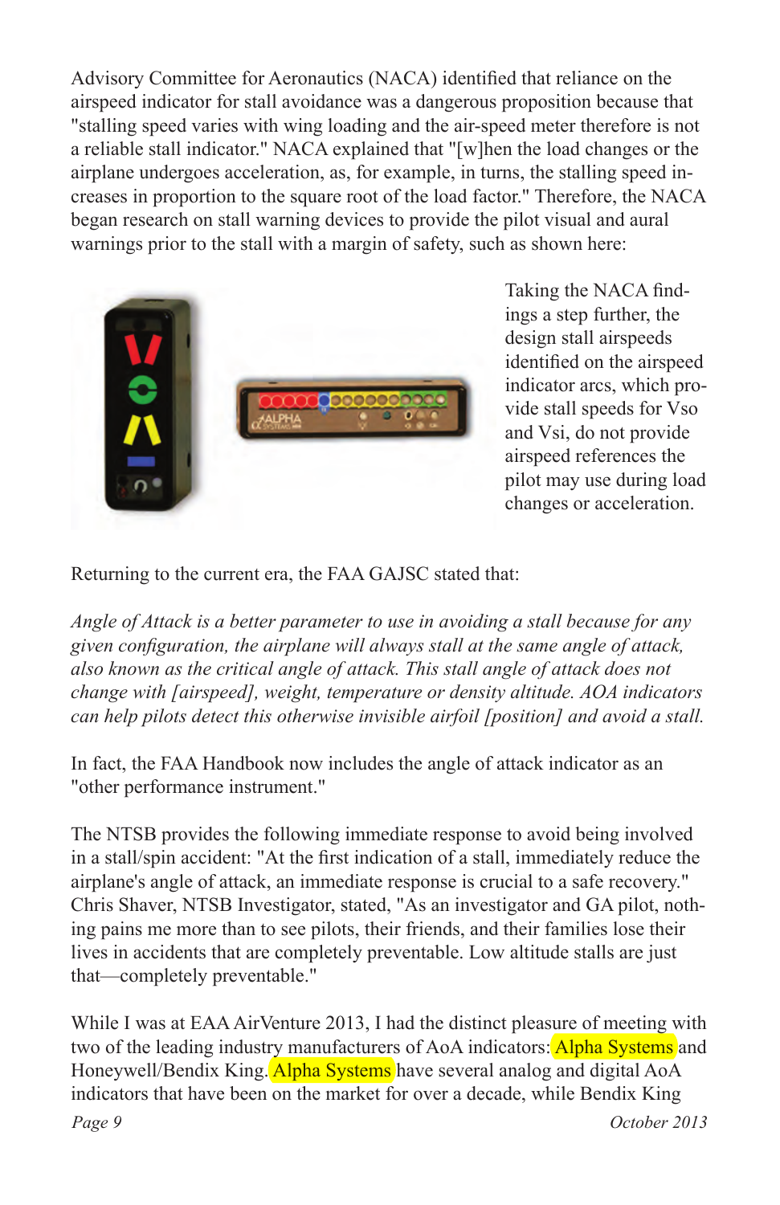Advisory Committee for Aeronautics (NACA) identified that reliance on the airspeed indicator for stall avoidance was a dangerous proposition because that "stalling speed varies with wing loading and the air-speed meter therefore is not a reliable stall indicator." NACA explained that "[w]hen the load changes or the airplane undergoes acceleration, as, for example, in turns, the stalling speed increases in proportion to the square root of the load factor." Therefore, the NACA began research on stall warning devices to provide the pilot visual and aural warnings prior to the stall with a margin of safety, such as shown here:

Taking the NACA findings a step further, the design stall airspeeds identified on the airspeed indicator arcs, which provide stall speeds for Vso and Vsi, do not provide airspeed references the pilot may use during load changes or acceleration.

Returning to the current era, the FAA GAJSC stated that:

*Angle of Attack is a better parameter to use in avoiding a stall because for any given configuration, the airplane will always stall at the same angle of attack, also known as the critical angle of attack. This stall angle of attack does not change with [airspeed], weight, temperature or density altitude. AOA indicators can help pilots detect this otherwise invisible airfoil [position] and avoid a stall.*

In fact, the FAA Handbook now includes the angle of attack indicator as an "other performance instrument."

The NTSB provides the following immediate response to avoid being involved in a stall/spin accident: "At the first indication of a stall, immediately reduce the airplane's angle of attack, an immediate response is crucial to a safe recovery." Chris Shaver, NTSB Investigator, stated, "As an investigator and GA pilot, nothing pains me more than to see pilots, their friends, and their families lose their lives in accidents that are completely preventable. Low altitude stalls are just that—completely preventable."

While I was at EAA AirVenture 2013, I had the distinct pleasure of meeting with two of the leading industry manufacturers of AoA indicators: Alpha Systems and Honeywell/Bendix King. Alpha Systems have several analog and digital AoA indicators that have been on the market for over a decade, while Bendix King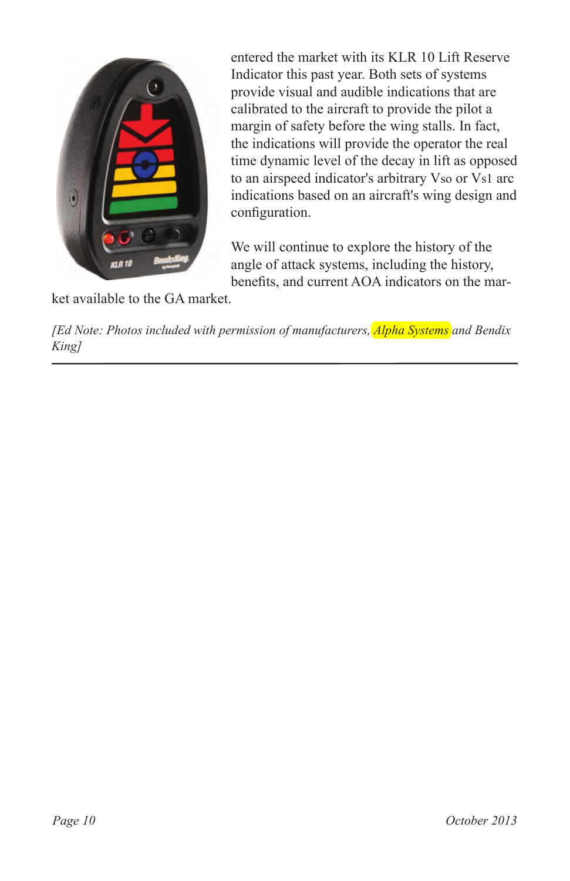entered the market with its KLR 10 Lift Reserve Indicator this past year. Both sets of systems provide visual and audible indications that are calibrated to the aircraft to provide the pilot a margin of safety before the wing stalls. In fact, the indications will provide the operator the real time dynamic level of the decay in lift as opposed to an airspeed indicator's arbitrary $V_{S0}$ or $V_{S1}$ arc indications based on an aircraft's wing design and configuration.

We will continue to explore the history of the angle of attack systems, including the history, benefits, and current AOA indicators on the market available to the GA market.

*[Ed Note: Photos included with permission of manufacturers, Alpha Systems and Bendix King]*

---